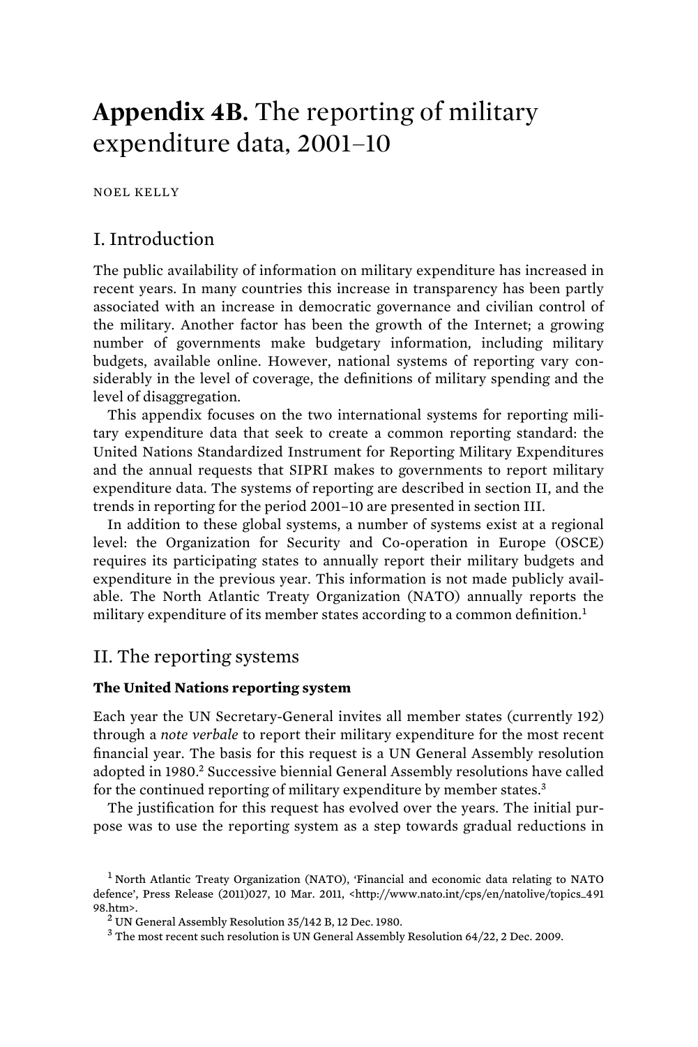# **Appendix 4B.** The reporting of military expenditure data, 2001–10

NOEL KELLY

## I. Introduction

The public availability of information on military expenditure has increased in recent years. In many countries this increase in transparency has been partly associated with an increase in democratic governance and civilian control of the military. Another factor has been the growth of the Internet; a growing number of governments make budgetary information, including military budgets, available online. However, national systems of reporting vary considerably in the level of coverage, the definitions of military spending and the level of disaggregation.

This appendix focuses on the two international systems for reporting military expenditure data that seek to create a common reporting standard: the United Nations Standardized Instrument for Reporting Military Expenditures and the annual requests that SIPRI makes to governments to report military expenditure data. The systems of reporting are described in section II, and the trends in reporting for the period 2001–10 are presented in section III.

In addition to these global systems, a number of systems exist at a regional level: the Organization for Security and Co-operation in Europe (OSCE) requires its participating states to annually report their military budgets and expenditure in the previous year. This information is not made publicly available. The North Atlantic Treaty Organization (NATO) annually reports the military expenditure of its member states according to a common definition.[1]

## II. The reporting systems

### The United Nations reporting system

Each year the UN Secretary-General invites all member states (currently 192) through a *note verbale* to report their military expenditure for the most recent financial year. The basis for this request is a UN General Assembly resolution adopted in 1980.[2] Successive biennial General Assembly resolutions have called for the continued reporting of military expenditure by member states.[3]

The justification for this request has evolved over the years. The initial purpose was to use the reporting system as a step towards gradual reductions in

[1] North Atlantic Treaty Organization (NATO), 'Financial and economic data relating to NATO defence', Press Release (2011)027, 10 Mar. 2011, <http://www.nato.int/cps/en/natolive/topics_49198.htm>.

[2] UN General Assembly Resolution 35/142 B, 12 Dec. 1980.

[3] The most recent such resolution is UN General Assembly Resolution 64/22, 2 Dec. 2009.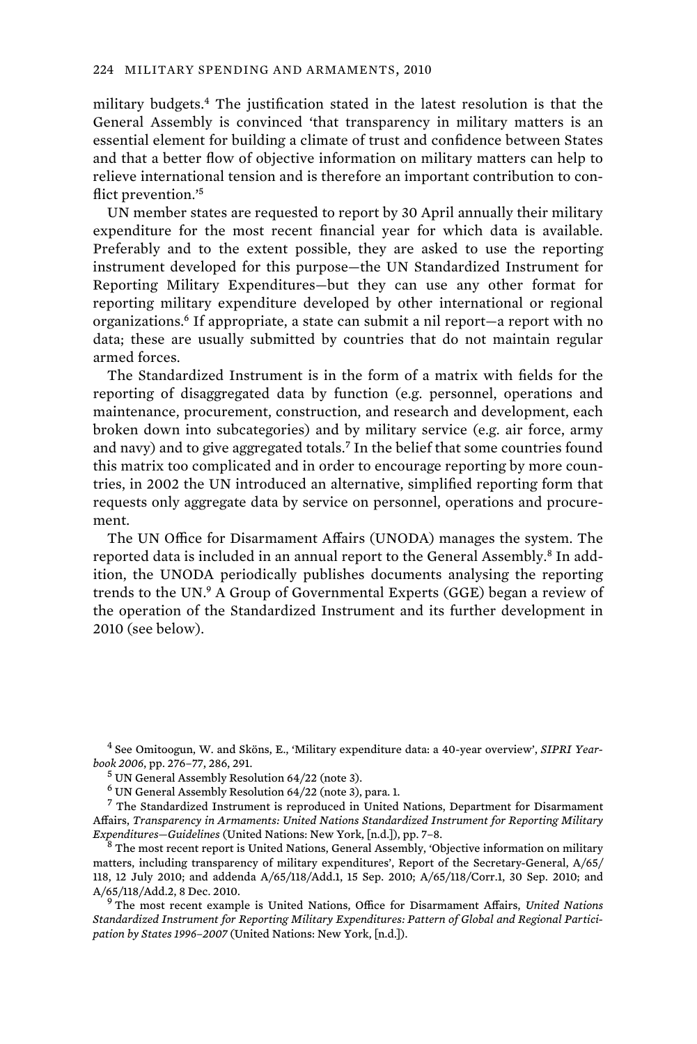military budgets.[4] The justification stated in the latest resolution is that the General Assembly is convinced 'that transparency in military matters is an essential element for building a climate of trust and confidence between States and that a better flow of objective information on military matters can help to relieve international tension and is therefore an important contribution to conflict prevention.'[5]

UN member states are requested to report by 30 April annually their military expenditure for the most recent financial year for which data is available. Preferably and to the extent possible, they are asked to use the reporting instrument developed for this purpose—the UN Standardized Instrument for Reporting Military Expenditures—but they can use any other format for reporting military expenditure developed by other international or regional organizations.[6] If appropriate, a state can submit a nil report—a report with no data; these are usually submitted by countries that do not maintain regular armed forces.

The Standardized Instrument is in the form of a matrix with fields for the reporting of disaggregated data by function (e.g. personnel, operations and maintenance, procurement, construction, and research and development, each broken down into subcategories) and by military service (e.g. air force, army and navy) and to give aggregated totals.[7] In the belief that some countries found this matrix too complicated and in order to encourage reporting by more countries, in 2002 the UN introduced an alternative, simplified reporting form that requests only aggregate data by service on personnel, operations and procurement.

The UN Office for Disarmament Affairs (UNODA) manages the system. The reported data is included in an annual report to the General Assembly.[8] In addition, the UNODA periodically publishes documents analysing the reporting trends to the UN.[9] A Group of Governmental Experts (GGE) began a review of the operation of the Standardized Instrument and its further development in 2010 (see below).

---

[4] See Omitoogun, W. and Sköns, E., 'Military expenditure data: a 40-year overview', *SIPRI Yearbook 2006*, pp. 276–77, 286, 291.

[5] UN General Assembly Resolution 64/22 (note 3).

[6] UN General Assembly Resolution 64/22 (note 3), para. 1.

[7] The Standardized Instrument is reproduced in United Nations, Department for Disarmament Affairs, *Transparency in Armaments: United Nations Standardized Instrument for Reporting Military Expenditures—Guidelines* (United Nations: New York, [n.d.]), pp. 7–8.

[8] The most recent report is United Nations, General Assembly, 'Objective information on military matters, including transparency of military expenditures', Report of the Secretary-General, A/65/118, 12 July 2010; and addenda A/65/118/Add.1, 15 Sep. 2010; A/65/118/Corr.1, 30 Sep. 2010; and A/65/118/Add.2, 8 Dec. 2010.

[9] The most recent example is United Nations, Office for Disarmament Affairs, *United Nations Standardized Instrument for Reporting Military Expenditures: Pattern of Global and Regional Participation by States 1996–2007* (United Nations: New York, [n.d.]).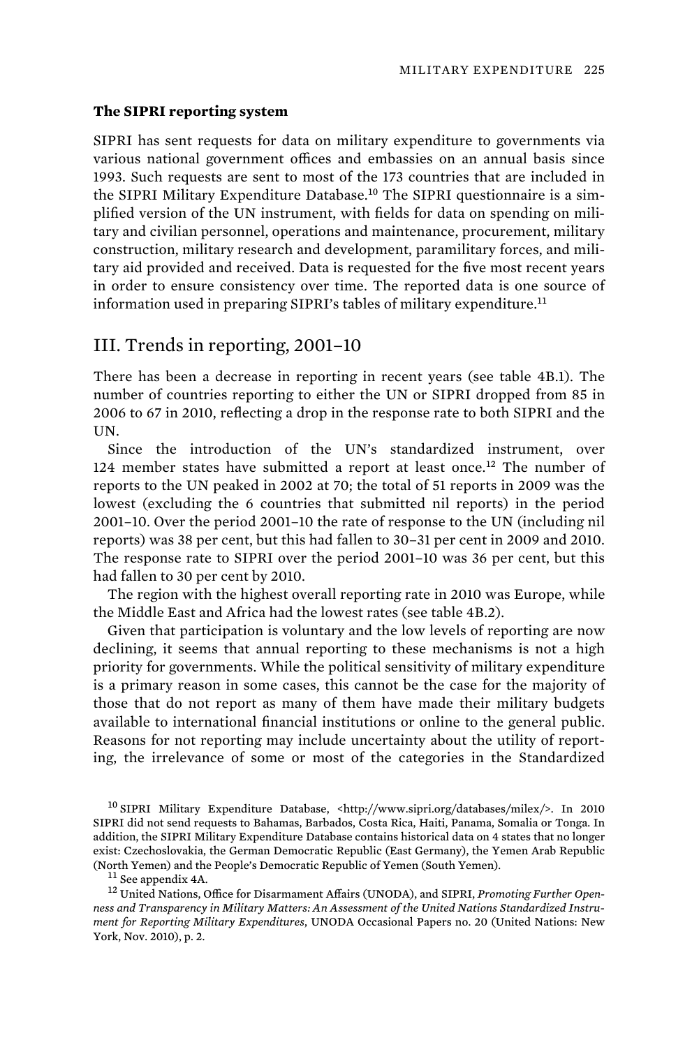### The SIPRI reporting system

SIPRI has sent requests for data on military expenditure to governments via various national government offices and embassies on an annual basis since 1993. Such requests are sent to most of the 173 countries that are included in the SIPRI Military Expenditure Database.[10] The SIPRI questionnaire is a simplified version of the UN instrument, with fields for data on spending on military and civilian personnel, operations and maintenance, procurement, military construction, military research and development, paramilitary forces, and military aid provided and received. Data is requested for the five most recent years in order to ensure consistency over time. The reported data is one source of information used in preparing SIPRI's tables of military expenditure.[11]

## III. Trends in reporting, 2001–10

There has been a decrease in reporting in recent years (see table 4B.1). The number of countries reporting to either the UN or SIPRI dropped from 85 in 2006 to 67 in 2010, reflecting a drop in the response rate to both SIPRI and the UN.

Since the introduction of the UN's standardized instrument, over 124 member states have submitted a report at least once.[12] The number of reports to the UN peaked in 2002 at 70; the total of 51 reports in 2009 was the lowest (excluding the 6 countries that submitted nil reports) in the period 2001–10. Over the period 2001–10 the rate of response to the UN (including nil reports) was 38 per cent, but this had fallen to 30–31 per cent in 2009 and 2010. The response rate to SIPRI over the period 2001–10 was 36 per cent, but this had fallen to 30 per cent by 2010.

The region with the highest overall reporting rate in 2010 was Europe, while the Middle East and Africa had the lowest rates (see table 4B.2).

Given that participation is voluntary and the low levels of reporting are now declining, it seems that annual reporting to these mechanisms is not a high priority for governments. While the political sensitivity of military expenditure is a primary reason in some cases, this cannot be the case for the majority of those that do not report as many of them have made their military budgets available to international financial institutions or online to the general public. Reasons for not reporting may include uncertainty about the utility of reporting, the irrelevance of some or most of the categories in the Standardized

[10] SIPRI Military Expenditure Database, <http://www.sipri.org/databases/milex/>. In 2010 SIPRI did not send requests to Bahamas, Barbados, Costa Rica, Haiti, Panama, Somalia or Tonga. In addition, the SIPRI Military Expenditure Database contains historical data on 4 states that no longer exist: Czechoslovakia, the German Democratic Republic (East Germany), the Yemen Arab Republic (North Yemen) and the People's Democratic Republic of Yemen (South Yemen).

[11] See appendix 4A.

[12] United Nations, Office for Disarmament Affairs (UNODA), and SIPRI, *Promoting Further Openness and Transparency in Military Matters: An Assessment of the United Nations Standardized Instrument for Reporting Military Expenditures*, UNODA Occasional Papers no. 20 (United Nations: New York, Nov. 2010), p. 2.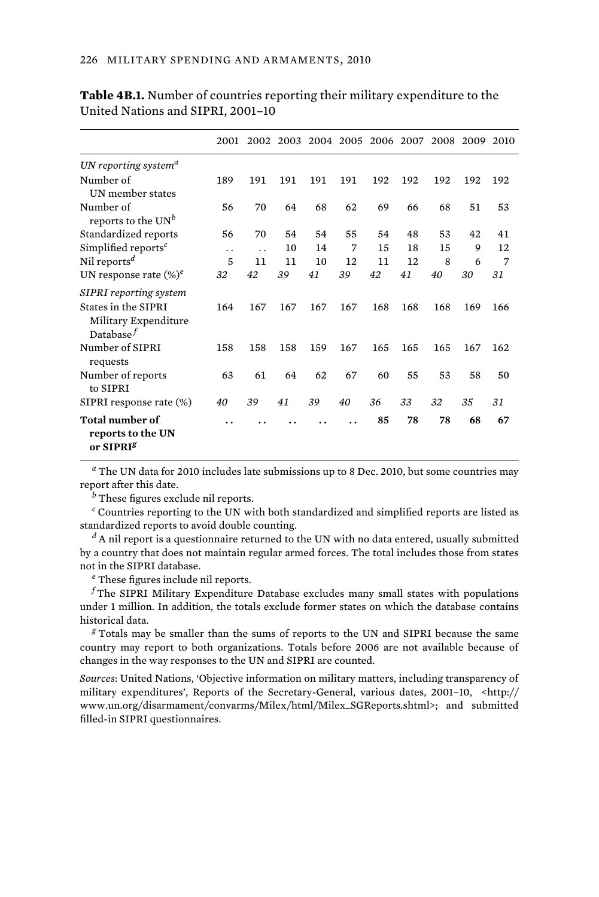**Table 4B.1.** Number of countries reporting their military expenditure to the United Nations and SIPRI, 2001–10

| | 2001 | 2002 | 2003 | 2004 | 2005 | 2006 | 2007 | 2008 | 2009 | 2010 |
|---|---|---|---|---|---|---|---|---|---|---|
| *UN reporting system*[a] | | | | | | | | | | |
| Number of UN member states | 189 | 191 | 191 | 191 | 191 | 192 | 192 | 192 | 192 | 192 |
| Number of reports to the UN[b] | 56 | 70 | 64 | 68 | 62 | 69 | 66 | 68 | 51 | 53 |
| Standardized reports | 56 | 70 | 54 | 54 | 55 | 54 | 48 | 53 | 42 | 41 |
| Simplified reports[c] | . . | . . | 10 | 14 | 7 | 15 | 18 | 15 | 9 | 12 |
| Nil reports[d] | 5 | 11 | 11 | 10 | 12 | 11 | 12 | 8 | 6 | 7 |
| UN response rate (%)[e] | *32* | *42* | *39* | *41* | *39* | *42* | *41* | *40* | *30* | *31* |
| *SIPRI reporting system* | | | | | | | | | | |
| States in the SIPRI Military Expenditure Database[f] | 164 | 167 | 167 | 167 | 167 | 168 | 168 | 168 | 169 | 166 |
| Number of SIPRI requests | 158 | 158 | 158 | 159 | 167 | 165 | 165 | 165 | 167 | 162 |
| Number of reports to SIPRI | 63 | 61 | 64 | 62 | 67 | 60 | 55 | 53 | 58 | 50 |
| SIPRI response rate (%) | *40* | *39* | *41* | *39* | *40* | *36* | *33* | *32* | *35* | *31* |
| **Total number of reports to the UN or SIPRI**[g] | . . | . . | . . | . . | . . | **85** | **78** | **78** | **68** | **67** |

[a] The UN data for 2010 includes late submissions up to 8 Dec. 2010, but some countries may report after this date.

[b] These figures exclude nil reports.

[c] Countries reporting to the UN with both standardized and simplified reports are listed as standardized reports to avoid double counting.

[d] A nil report is a questionnaire returned to the UN with no data entered, usually submitted by a country that does not maintain regular armed forces. The total includes those from states not in the SIPRI database.

[e] These figures include nil reports.

[f] The SIPRI Military Expenditure Database excludes many small states with populations under 1 million. In addition, the totals exclude former states on which the database contains historical data.

[g] Totals may be smaller than the sums of reports to the UN and SIPRI because the same country may report to both organizations. Totals before 2006 are not available because of changes in the way responses to the UN and SIPRI are counted.

*Sources*: United Nations, 'Objective information on military matters, including transparency of military expenditures', Reports of the Secretary-General, various dates, 2001–10, <http://www.un.org/disarmament/convarms/Milex/html/Milex_SGReports.shtml>; and submitted filled-in SIPRI questionnaires.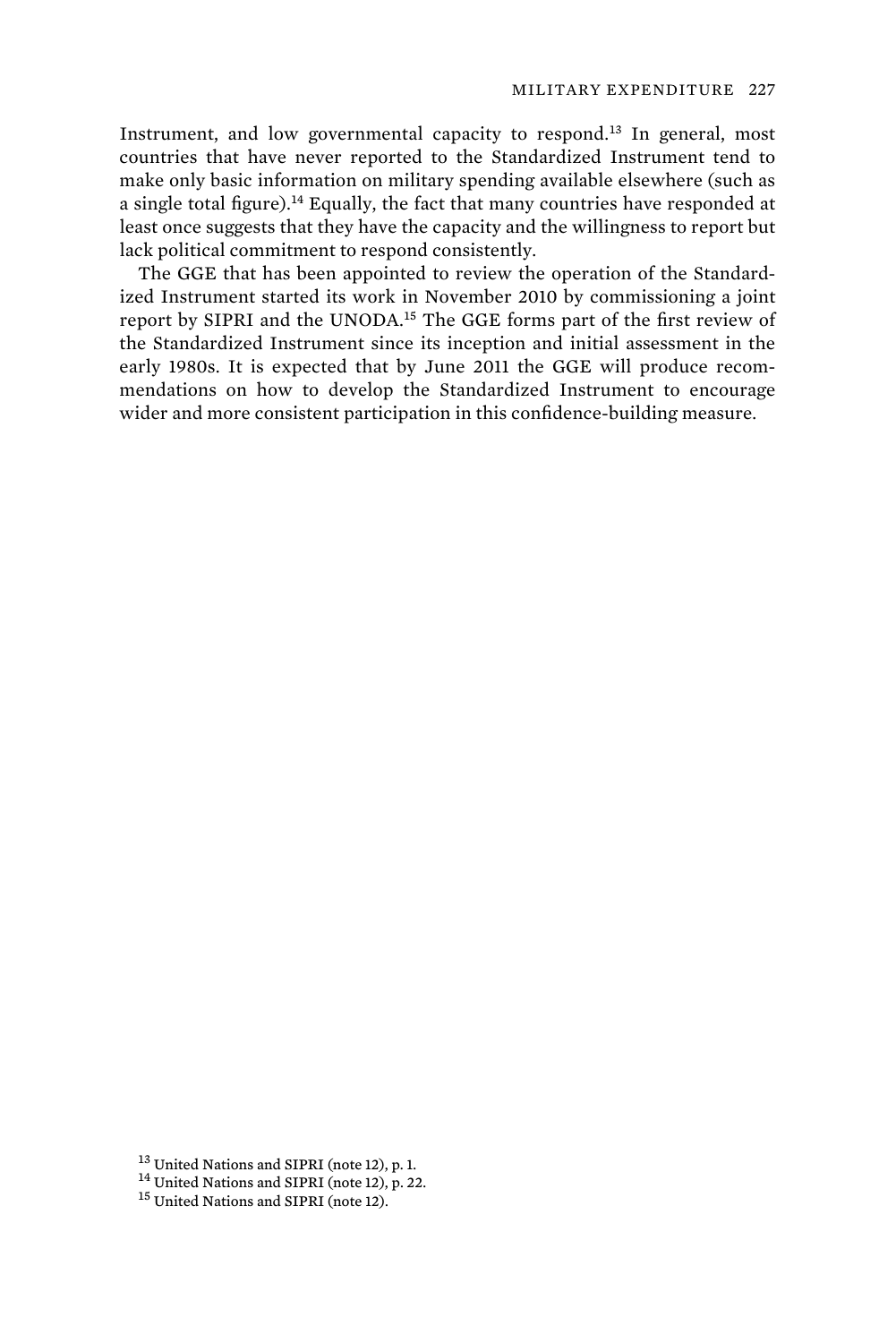Instrument, and low governmental capacity to respond.[13] In general, most countries that have never reported to the Standardized Instrument tend to make only basic information on military spending available elsewhere (such as a single total figure).[14] Equally, the fact that many countries have responded at least once suggests that they have the capacity and the willingness to report but lack political commitment to respond consistently.

The GGE that has been appointed to review the operation of the Standardized Instrument started its work in November 2010 by commissioning a joint report by SIPRI and the UNODA.[15] The GGE forms part of the first review of the Standardized Instrument since its inception and initial assessment in the early 1980s. It is expected that by June 2011 the GGE will produce recommendations on how to develop the Standardized Instrument to encourage wider and more consistent participation in this confidence-building measure.

[13] United Nations and SIPRI (note 12), p. 1.

[14] United Nations and SIPRI (note 12), p. 22.

[15] United Nations and SIPRI (note 12).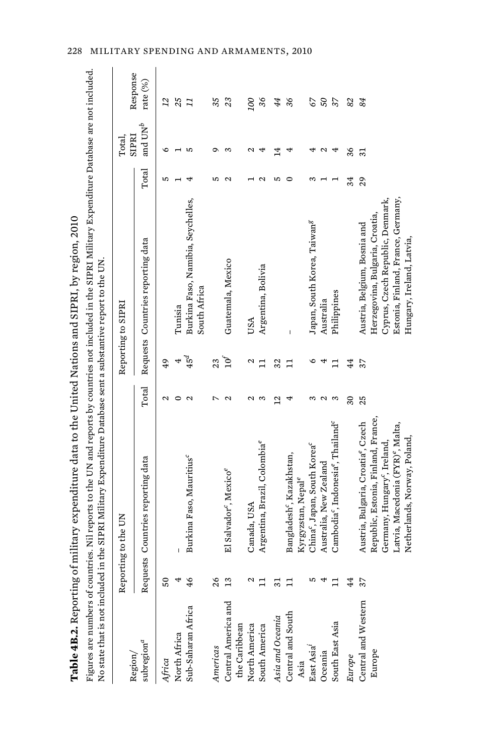**Table 4B.2.** Reporting of military expenditure data to the United Nations and SIPRI, by region, 2010

Figures are numbers of countries. Nil reports to the UN and reports by countries not included in the SIPRI Military Expenditure Database are not included. No state that is not included in the SIPRI Military Expenditure Database sent a substantive report to the UN.

| Region/ subregion[a] | Reporting to the UN | | | Reporting to SIPRI | | | Total, SIPRI and UN[b] | Response rate (%) |
|---|---|---|---|---|---|---|---|---|
| | Requests | Countries reporting data | Total | Requests | Countries reporting data | Total | | |
| *Africa* | 50 | | 2 | 49 | | 5 | 6 | *12* |
| North Africa | 4 | – | 0 | 4 | Tunisia | 1 | 1 | *25* |
| Sub-Saharan Africa | 46 | Burkina Faso, Mauritius[c] | 2 | 45[d] | Burkina Faso, Namibia, Seychelles, South Africa | 4 | 5 | *11* |
| *Americas* | 26 | | 7 | 23 | | 5 | 9 | *35* |
| Central America and the Caribbean | 13 | El Salvador[c], Mexico[e] | 2 | 10[f] | Guatemala, Mexico | 2 | 3 | *23* |
| North America | 2 | Canada, USA | 2 | 2 | USA | 1 | 2 | *100* |
| South America | 11 | Argentina, Brazil, Colombia[e] | 3 | 11 | Argentina, Bolivia | 2 | 4 | *36* |
| *Asia and Oceania* | 31 | | 12 | 32 | | 5 | 14 | *44* |
| Central and South Asia | 11 | Bangladesh[c], Kazakhstan, Kyrgyzstan, Nepal[e] | 4 | 11 | – | 0 | 4 | *36* |
| East Asia[i] | 5 | China[c], Japan, South Korea[c] | 3 | 6 | Japan, South Korea, Taiwan[g] | 3 | 4 | *67* |
| Oceania | 4 | Australia, New Zealand | 2 | 4 | Australia | 1 | 2 | *50* |
| South East Asia | 11 | Cambodia[c], Indonesia[e], Thailand[c] | 3 | 11 | Philippines | 1 | 4 | *37* |
| *Europe* | 44 | | 30 | 44 | | 34 | 36 | *82* |
| Central and Western Europe | 37 | Austria, Bulgaria, Croatia[e], Czech Republic, Estonia, Finland, France, Germany, Hungary[c], Ireland, Latvia, Macedonia (FYR)[e], Malta, Netherlands, Norway, Poland, | 25 | 37 | Austria, Belgium, Bosnia and Herzegovina, Bulgaria, Croatia, Cyprus, Czech Republic, Denmark, Estonia, Finland, France, Germany, Hungary, Ireland, Latvia, | 29 | 31 | *84* |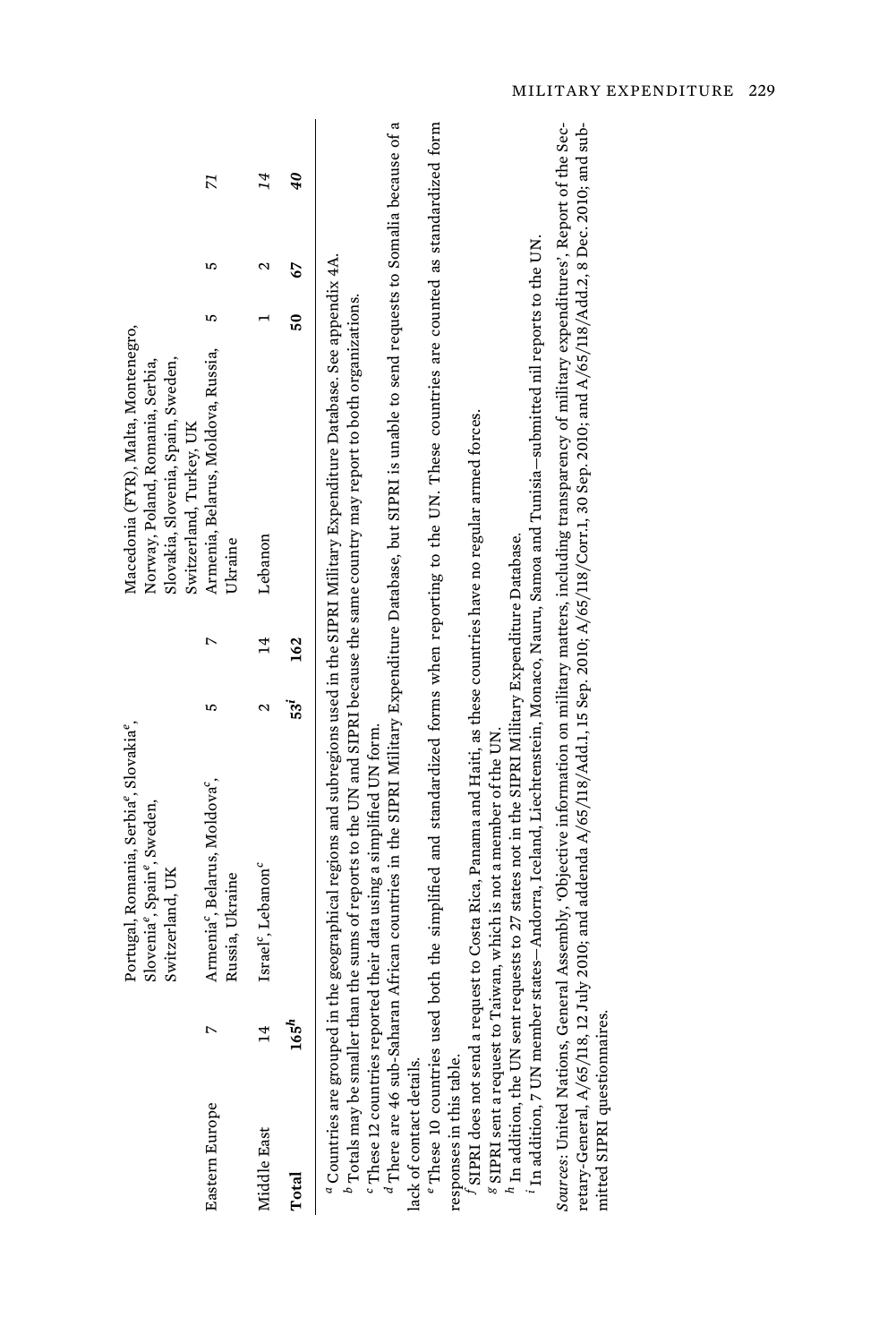| | | | | | | | | |
|---|---|---|---|---|---|---|---|---|
| | | Portugal, Romania, Serbia[e], Slovakia[e], Slovenia[e], Spain[e], Sweden, Switzerland, UK | | | Macedonia (FYR), Malta, Montenegro, Norway, Poland, Romania, Serbia, Slovakia, Slovenia, Spain, Sweden, Switzerland, Turkey, UK | | | |
| Eastern Europe | 7 | Armenia[c], Belarus, Moldova[c], Russia, Ukraine | 5 | 7 | Armenia, Belarus, Moldova, Russia, Ukraine | 5 | 5 | *71* |
| Middle East | 14 | Israel[c], Lebanon[c] | 2 | 14 | Lebanon | 1 | 2 | *14* |
| **Total** | **165[h]** | | **53[i]** | **162** | | **50** | **67** | ***40*** |

[a] Countries are grouped in the geographical regions and subregions used in the SIPRI Military Expenditure Database. See appendix 4A.

[b] Totals may be smaller than the sums of reports to the UN and SIPRI because the same country may report to both organizations.

[c] These 12 countries reported their data using a simplified UN form.

[d] There are 46 sub-Saharan African countries in the SIPRI Military Expenditure Database, but SIPRI is unable to send requests to Somalia because of a lack of contact details.

[e] These 10 countries used both the simplified and standardized forms when reporting to the UN. These countries are counted as standardized form responses in this table.

[f] SIPRI does not send a request to Costa Rica, Panama and Haiti, as these countries have no regular armed forces.

[g] SIPRI sent a request to Taiwan, which is not a member of the UN.

[h] In addition, the UN sent requests to 27 states not in the SIPRI Military Expenditure Database.

[i] In addition, 7 UN member states—Andorra, Iceland, Liechtenstein, Monaco, Nauru, Samoa and Tunisia—submitted nil reports to the UN.

*Sources*: United Nations, General Assembly, 'Objective information on military matters, including transparency of military expenditures', Report of the Secretary-General, A/65/118, 12 July 2010; and addenda A/65/118/Add.1, 15 Sep. 2010; A/65/118/Corr.1, 30 Sep. 2010; and A/65/118/Add.2, 8 Dec. 2010; and submitted SIPRI questionnaires.